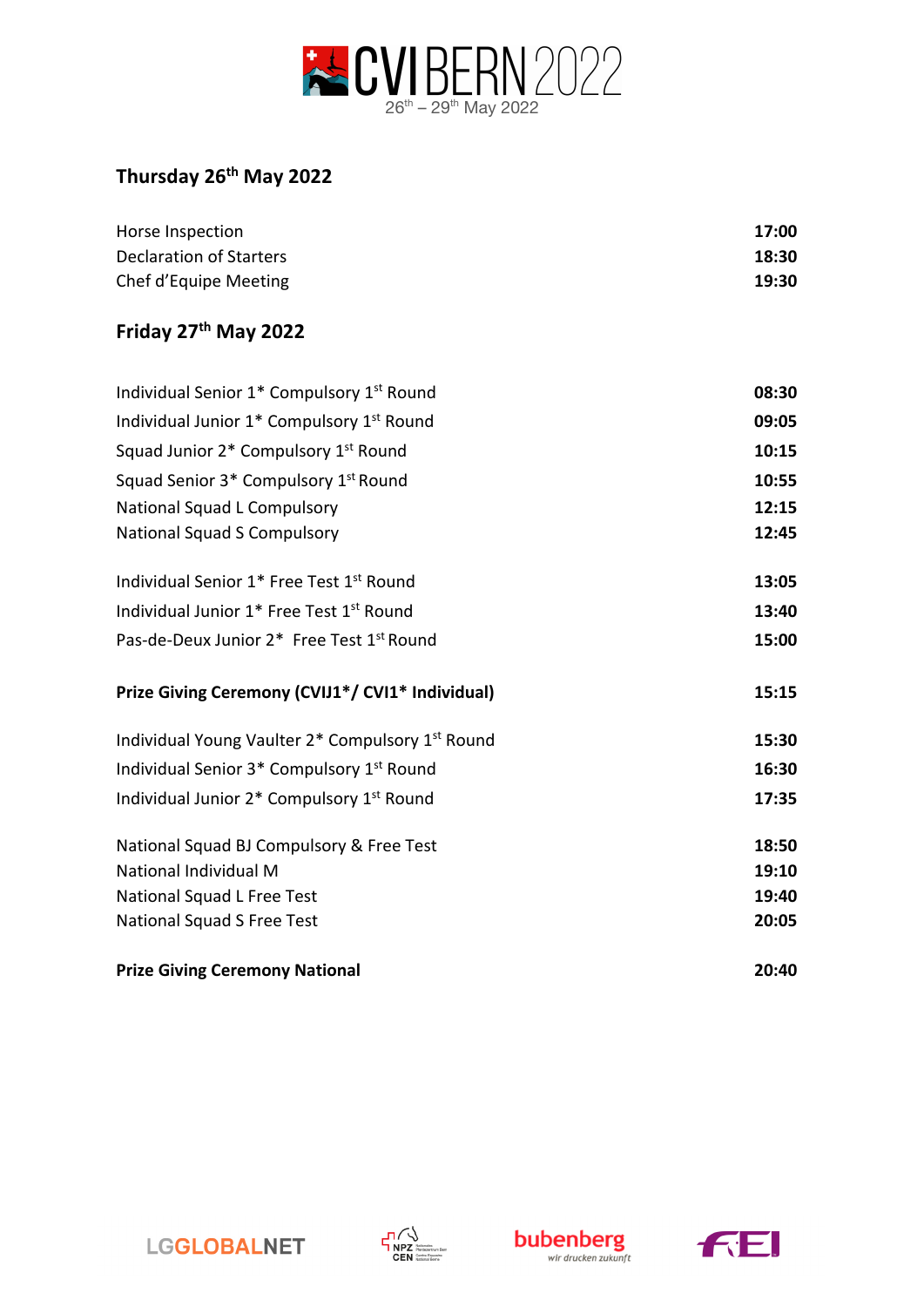# CVI BERN 2022

26th – 29th May 2022

## Thursday 26th May 2022

| | |
|---|---|
| Horse Inspection | **17:00** |
| Declaration of Starters | **18:30** |
| Chef d'Equipe Meeting | **19:30** |

## Friday 27th May 2022

| | |
|---|---|
| Individual Senior 1* Compulsory 1st Round | **08:30** |
| Individual Junior 1* Compulsory 1st Round | **09:05** |
| Squad Junior 2* Compulsory 1st Round | **10:15** |
| Squad Senior 3* Compulsory 1st Round | **10:55** |
| National Squad L Compulsory | **12:15** |
| National Squad S Compulsory | **12:45** |
| Individual Senior 1* Free Test 1st Round | **13:05** |
| Individual Junior 1* Free Test 1st Round | **13:40** |
| Pas-de-Deux Junior 2* Free Test 1st Round | **15:00** |
| **Prize Giving Ceremony (CVIJ1*/ CVI1* Individual)** | **15:15** |
| Individual Young Vaulter 2* Compulsory 1st Round | **15:30** |
| Individual Senior 3* Compulsory 1st Round | **16:30** |
| Individual Junior 2* Compulsory 1st Round | **17:35** |
| National Squad BJ Compulsory & Free Test | **18:50** |
| National Individual M | **19:10** |
| National Squad L Free Test | **19:40** |
| National Squad S Free Test | **20:05** |
| **Prize Giving Ceremony National** | **20:40** |

LGGLOBALNET NPZ CEN bubenberg wir drucken zukunft FEI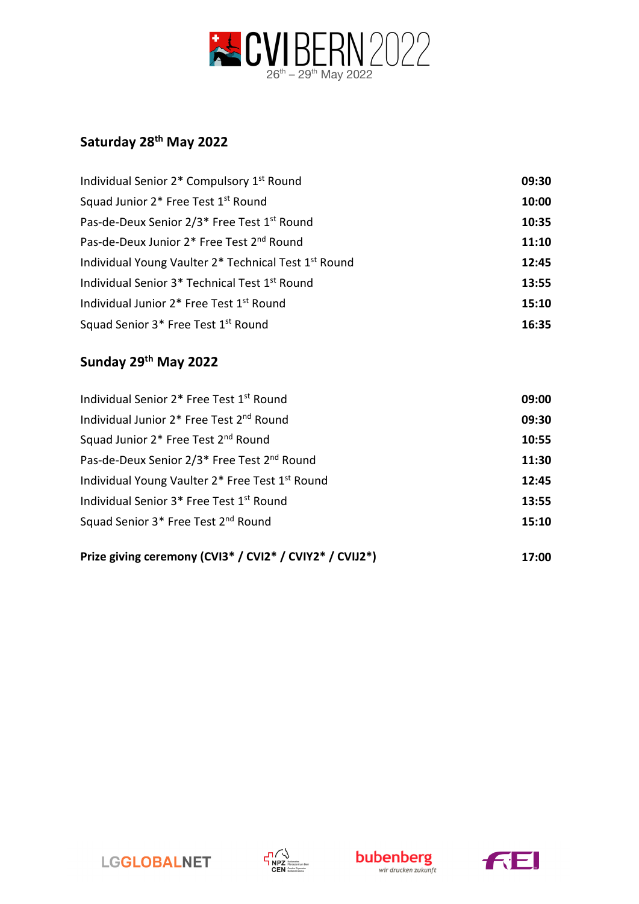# CVI BERN 2022

26th – 29th May 2022

## Saturday 28th May 2022

| | |
|---|---|
| Individual Senior 2* Compulsory 1st Round | **09:30** |
| Squad Junior 2* Free Test 1st Round | **10:00** |
| Pas-de-Deux Senior 2/3* Free Test 1st Round | **10:35** |
| Pas-de-Deux Junior 2* Free Test 2nd Round | **11:10** |
| Individual Young Vaulter 2* Technical Test 1st Round | **12:45** |
| Individual Senior 3* Technical Test 1st Round | **13:55** |
| Individual Junior 2* Free Test 1st Round | **15:10** |
| Squad Senior 3* Free Test 1st Round | **16:35** |

## Sunday 29th May 2022

| | |
|---|---|
| Individual Senior 2* Free Test 1st Round | **09:00** |
| Individual Junior 2* Free Test 2nd Round | **09:30** |
| Squad Junior 2* Free Test 2nd Round | **10:55** |
| Pas-de-Deux Senior 2/3* Free Test 2nd Round | **11:30** |
| Individual Young Vaulter 2* Free Test 1st Round | **12:45** |
| Individual Senior 3* Free Test 1st Round | **13:55** |
| Squad Senior 3* Free Test 2nd Round | **15:10** |
| **Prize giving ceremony (CVI3* / CVI2* / CVIY2* / CVIJ2*)** | **17:00** |